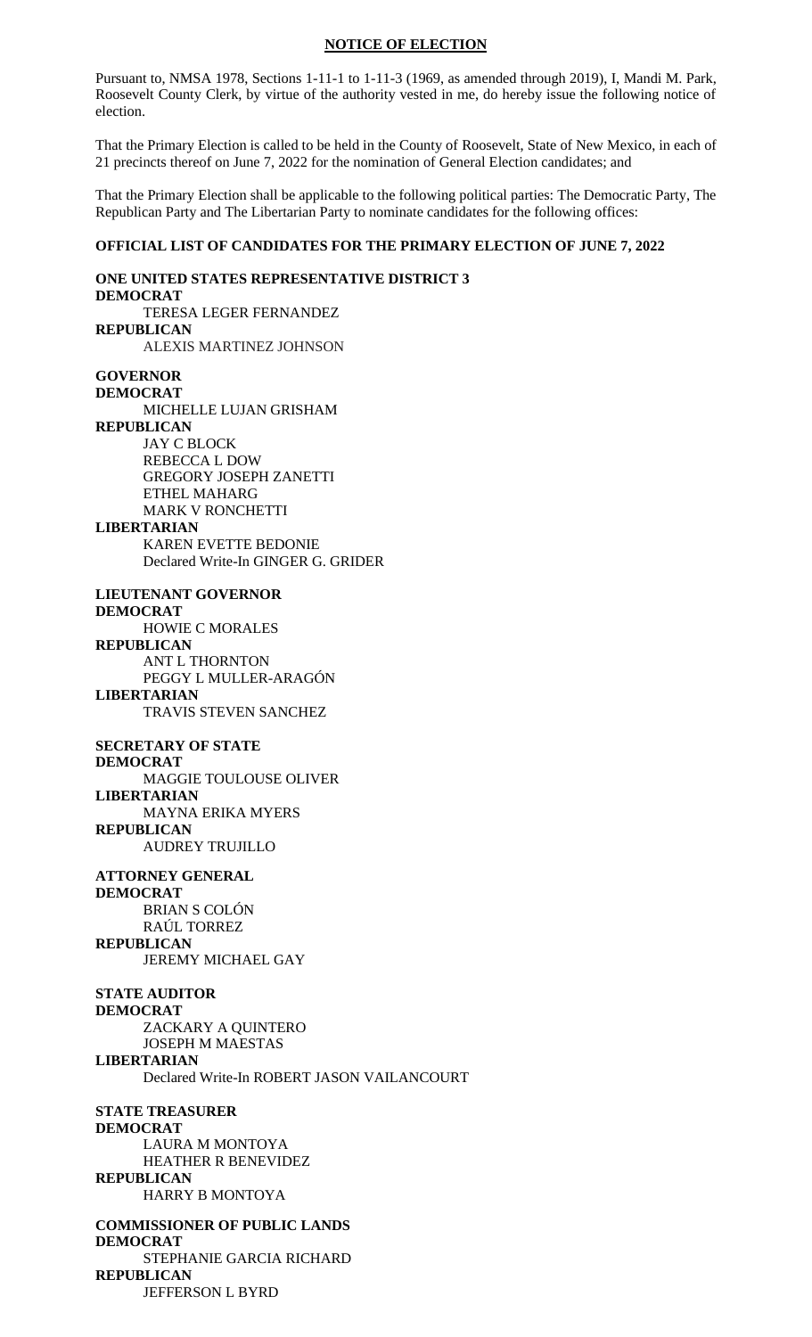# NOTICE OF ELECTION

Pursuant to, NMSA 1978, Sections 1-11-1 to 1-11-3 (1969, as amended through 2019), I, Mandi M. Park, Roosevelt County Clerk, by virtue of the authority vested in me, do hereby issue the following notice of election.

That the Primary Election is called to be held in the County of Roosevelt, State of New Mexico, in each of 21 precincts thereof on June 7, 2022 for the nomination of General Election candidates; and

That the Primary Election shall be applicable to the following political parties: The Democratic Party, The Republican Party and The Libertarian Party to nominate candidates for the following offices:

## OFFICIAL LIST OF CANDIDATES FOR THE PRIMARY ELECTION OF JUNE 7, 2022

### ONE UNITED STATES REPRESENTATIVE DISTRICT 3

**DEMOCRAT**
- TERESA LEGER FERNANDEZ

**REPUBLICAN**
- ALEXIS MARTINEZ JOHNSON

### GOVERNOR

**DEMOCRAT**
- MICHELLE LUJAN GRISHAM

**REPUBLICAN**
- JAY C BLOCK
- REBECCA L DOW
- GREGORY JOSEPH ZANETTI
- ETHEL MAHARG
- MARK V RONCHETTI

**LIBERTARIAN**
- KAREN EVETTE BEDONIE
- Declared Write-In GINGER G. GRIDER

### LIEUTENANT GOVERNOR

**DEMOCRAT**
- HOWIE C MORALES

**REPUBLICAN**
- ANT L THORNTON
- PEGGY L MULLER-ARAGÓN

**LIBERTARIAN**
- TRAVIS STEVEN SANCHEZ

### SECRETARY OF STATE

**DEMOCRAT**
- MAGGIE TOULOUSE OLIVER

**LIBERTARIAN**
- MAYNA ERIKA MYERS

**REPUBLICAN**
- AUDREY TRUJILLO

### ATTORNEY GENERAL

**DEMOCRAT**
- BRIAN S COLÓN
- RAÚL TORREZ

**REPUBLICAN**
- JEREMY MICHAEL GAY

### STATE AUDITOR

**DEMOCRAT**
- ZACKARY A QUINTERO
- JOSEPH M MAESTAS

**LIBERTARIAN**
- Declared Write-In ROBERT JASON VAILANCOURT

### STATE TREASURER

**DEMOCRAT**
- LAURA M MONTOYA
- HEATHER R BENEVIDEZ

**REPUBLICAN**
- HARRY B MONTOYA

### COMMISSIONER OF PUBLIC LANDS

**DEMOCRAT**
- STEPHANIE GARCIA RICHARD

**REPUBLICAN**
- JEFFERSON L BYRD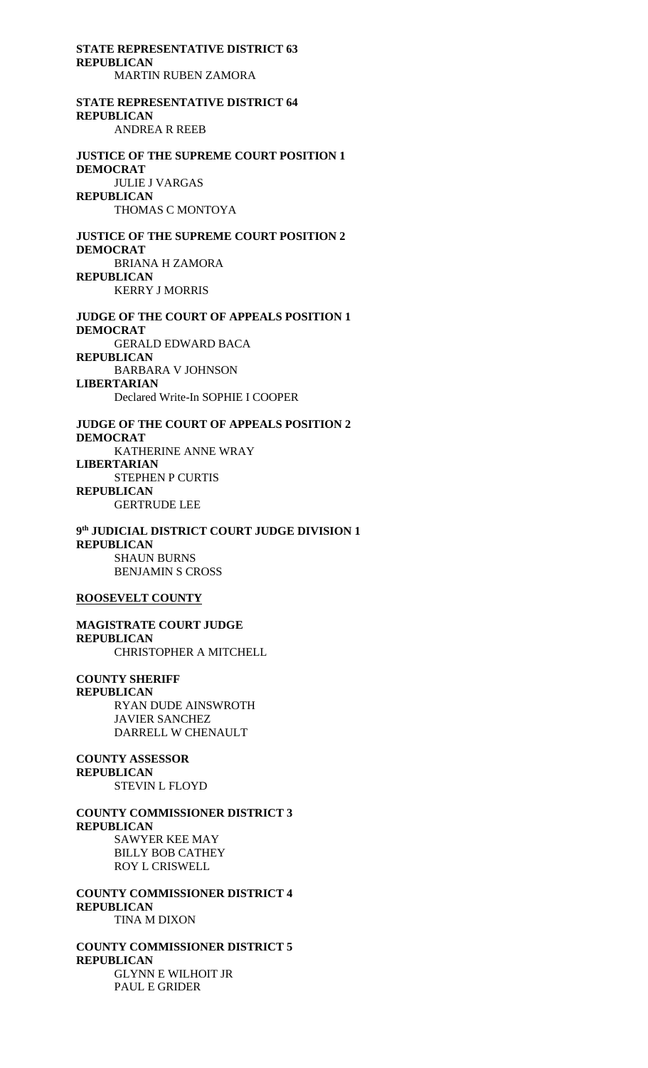**STATE REPRESENTATIVE DISTRICT 63**
**REPUBLICAN**
MARTIN RUBEN ZAMORA

**STATE REPRESENTATIVE DISTRICT 64**
**REPUBLICAN**
ANDREA R REEB

**JUSTICE OF THE SUPREME COURT POSITION 1**
**DEMOCRAT**
JULIE J VARGAS
**REPUBLICAN**
THOMAS C MONTOYA

**JUSTICE OF THE SUPREME COURT POSITION 2**
**DEMOCRAT**
BRIANA H ZAMORA
**REPUBLICAN**
KERRY J MORRIS

**JUDGE OF THE COURT OF APPEALS POSITION 1**
**DEMOCRAT**
GERALD EDWARD BACA
**REPUBLICAN**
BARBARA V JOHNSON
**LIBERTARIAN**
Declared Write-In SOPHIE I COOPER

**JUDGE OF THE COURT OF APPEALS POSITION 2**
**DEMOCRAT**
KATHERINE ANNE WRAY
**LIBERTARIAN**
STEPHEN P CURTIS
**REPUBLICAN**
GERTRUDE LEE

**9th JUDICIAL DISTRICT COURT JUDGE DIVISION 1**
**REPUBLICAN**
SHAUN BURNS
BENJAMIN S CROSS

**ROOSEVELT COUNTY**

**MAGISTRATE COURT JUDGE**
**REPUBLICAN**
CHRISTOPHER A MITCHELL

**COUNTY SHERIFF**
**REPUBLICAN**
RYAN DUDE AINSWROTH
JAVIER SANCHEZ
DARRELL W CHENAULT

**COUNTY ASSESSOR**
**REPUBLICAN**
STEVIN L FLOYD

**COUNTY COMMISSIONER DISTRICT 3**
**REPUBLICAN**
SAWYER KEE MAY
BILLY BOB CATHEY
ROY L CRISWELL

**COUNTY COMMISSIONER DISTRICT 4**
**REPUBLICAN**
TINA M DIXON

**COUNTY COMMISSIONER DISTRICT 5**
**REPUBLICAN**
GLYNN E WILHOIT JR
PAUL E GRIDER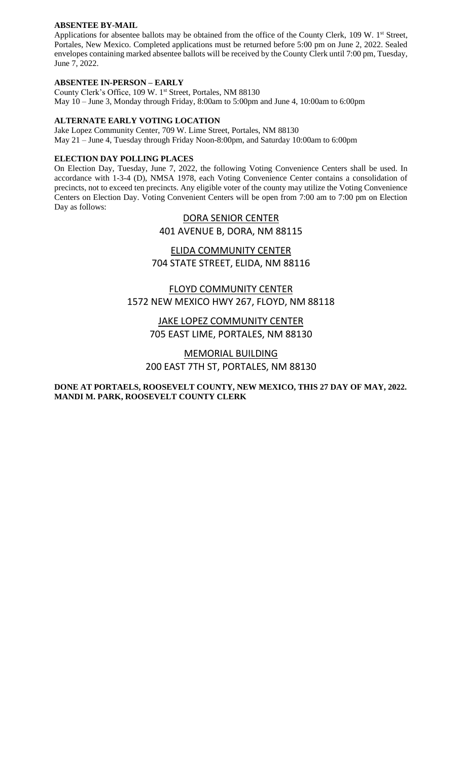### ABSENTEE BY-MAIL

Applications for absentee ballots may be obtained from the office of the County Clerk, 109 W. 1st Street, Portales, New Mexico. Completed applications must be returned before 5:00 pm on June 2, 2022. Sealed envelopes containing marked absentee ballots will be received by the County Clerk until 7:00 pm, Tuesday, June 7, 2022.

### ABSENTEE IN-PERSON – EARLY

County Clerk's Office, 109 W. 1st Street, Portales, NM 88130
May 10 – June 3, Monday through Friday, 8:00am to 5:00pm and June 4, 10:00am to 6:00pm

### ALTERNATE EARLY VOTING LOCATION

Jake Lopez Community Center, 709 W. Lime Street, Portales, NM 88130
May 21 – June 4, Tuesday through Friday Noon-8:00pm, and Saturday 10:00am to 6:00pm

### ELECTION DAY POLLING PLACES

On Election Day, Tuesday, June 7, 2022, the following Voting Convenience Centers shall be used. In accordance with 1-3-4 (D), NMSA 1978, each Voting Convenience Center contains a consolidation of precincts, not to exceed ten precincts. Any eligible voter of the county may utilize the Voting Convenience Centers on Election Day. Voting Convenient Centers will be open from 7:00 am to 7:00 pm on Election Day as follows:

DORA SENIOR CENTER
401 AVENUE B, DORA, NM 88115

ELIDA COMMUNITY CENTER
704 STATE STREET, ELIDA, NM 88116

FLOYD COMMUNITY CENTER
1572 NEW MEXICO HWY 267, FLOYD, NM 88118

JAKE LOPEZ COMMUNITY CENTER
705 EAST LIME, PORTALES, NM 88130

MEMORIAL BUILDING
200 EAST 7TH ST, PORTALES, NM 88130

**DONE AT PORTAELS, ROOSEVELT COUNTY, NEW MEXICO, THIS 27 DAY OF MAY, 2022.**
**MANDI M. PARK, ROOSEVELT COUNTY CLERK**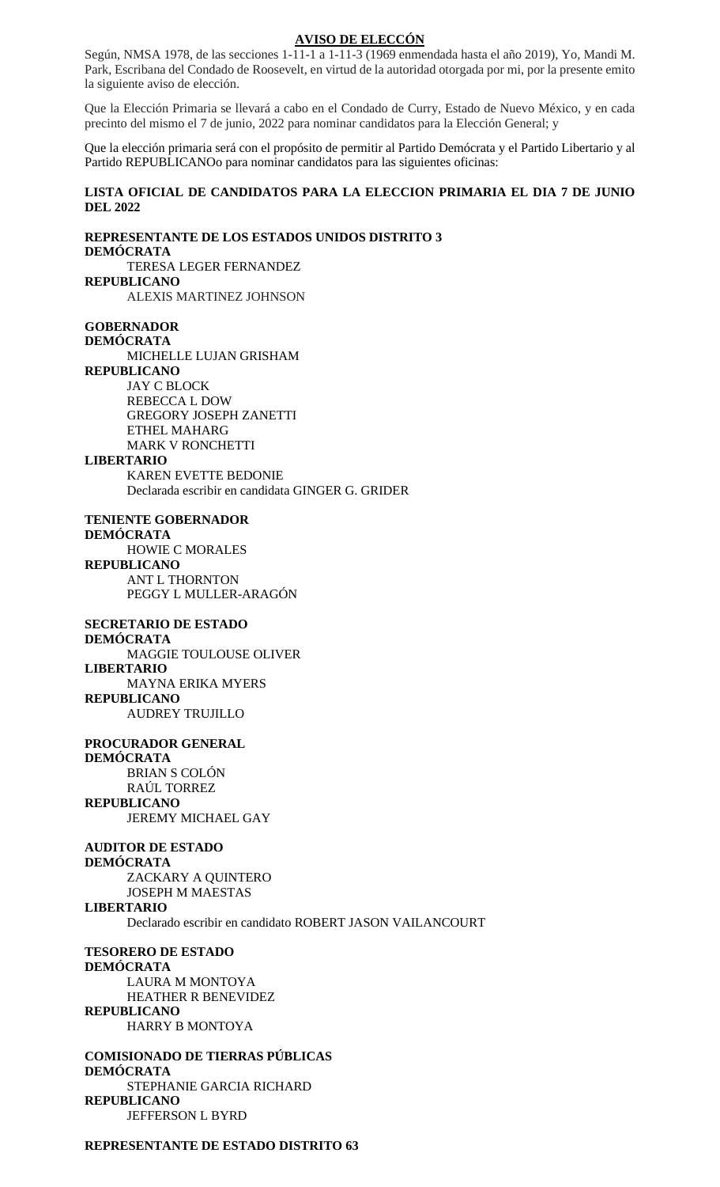# AVISO DE ELECCÓN

Según, NMSA 1978, de las secciones 1-11-1 a 1-11-3 (1969 enmendada hasta el año 2019), Yo, Mandi M. Park, Escribana del Condado de Roosevelt, en virtud de la autoridad otorgada por mi, por la presente emito la siguiente aviso de elección.

Que la Elección Primaria se llevará a cabo en el Condado de Curry, Estado de Nuevo México, y en cada precinto del mismo el 7 de junio, 2022 para nominar candidatos para la Elección General; y

Que la elección primaria será con el propósito de permitir al Partido Demócrata y el Partido Libertario y al Partido REPUBLICANOo para nominar candidatos para las siguientes oficinas:

**LISTA OFICIAL DE CANDIDATOS PARA LA ELECCION PRIMARIA EL DIA 7 DE JUNIO DEL 2022**

**REPRESENTANTE DE LOS ESTADOS UNIDOS DISTRITO 3**
**DEMÓCRATA**
TERESA LEGER FERNANDEZ
**REPUBLICANO**
ALEXIS MARTINEZ JOHNSON

**GOBERNADOR**
**DEMÓCRATA**
MICHELLE LUJAN GRISHAM
**REPUBLICANO**
JAY C BLOCK
REBECCA L DOW
GREGORY JOSEPH ZANETTI
ETHEL MAHARG
MARK V RONCHETTI
**LIBERTARIO**
KAREN EVETTE BEDONIE
Declarada escribir en candidata GINGER G. GRIDER

**TENIENTE GOBERNADOR**
**DEMÓCRATA**
HOWIE C MORALES
**REPUBLICANO**
ANT L THORNTON
PEGGY L MULLER-ARAGÓN

**SECRETARIO DE ESTADO**
**DEMÓCRATA**
MAGGIE TOULOUSE OLIVER
**LIBERTARIO**
MAYNA ERIKA MYERS
**REPUBLICANO**
AUDREY TRUJILLO

**PROCURADOR GENERAL**
**DEMÓCRATA**
BRIAN S COLÓN
RAÚL TORREZ
**REPUBLICANO**
JEREMY MICHAEL GAY

**AUDITOR DE ESTADO**
**DEMÓCRATA**
ZACKARY A QUINTERO
JOSEPH M MAESTAS
**LIBERTARIO**
Declarado escribir en candidato ROBERT JASON VAILANCOURT

**TESORERO DE ESTADO**
**DEMÓCRATA**
LAURA M MONTOYA
HEATHER R BENEVIDEZ
**REPUBLICANO**
HARRY B MONTOYA

**COMISIONADO DE TIERRAS PÚBLICAS**
**DEMÓCRATA**
STEPHANIE GARCIA RICHARD
**REPUBLICANO**
JEFFERSON L BYRD

**REPRESENTANTE DE ESTADO DISTRITO 63**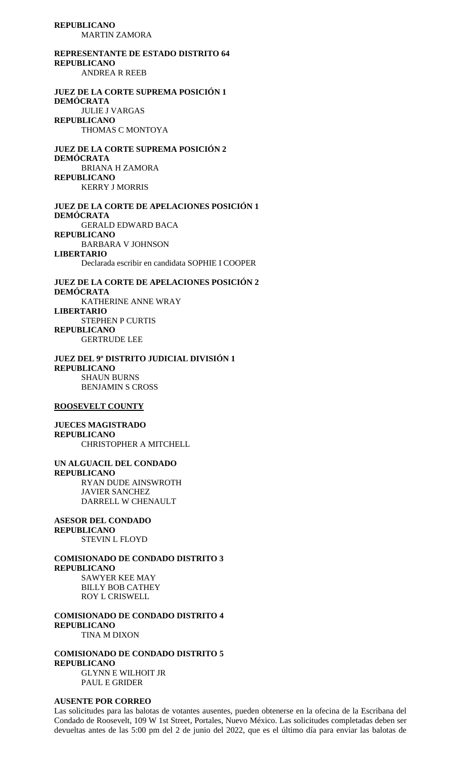**REPUBLICANO**

MARTIN ZAMORA

**REPRESENTANTE DE ESTADO DISTRITO 64**

**REPUBLICANO**

ANDREA R REEB

**JUEZ DE LA CORTE SUPREMA POSICIÓN 1**

**DEMÓCRATA**

JULIE J VARGAS

**REPUBLICANO**

THOMAS C MONTOYA

**JUEZ DE LA CORTE SUPREMA POSICIÓN 2**

**DEMÓCRATA**

BRIANA H ZAMORA

**REPUBLICANO**

KERRY J MORRIS

**JUEZ DE LA CORTE DE APELACIONES POSICIÓN 1**

**DEMÓCRATA**

GERALD EDWARD BACA

**REPUBLICANO**

BARBARA V JOHNSON

**LIBERTARIO**

Declarada escribir en candidata SOPHIE I COOPER

**JUEZ DE LA CORTE DE APELACIONES POSICIÓN 2**

**DEMÓCRATA**

KATHERINE ANNE WRAY

**LIBERTARIO**

STEPHEN P CURTIS

**REPUBLICANO**

GERTRUDE LEE

**JUEZ DEL 9º DISTRITO JUDICIAL DIVISIÓN 1**

**REPUBLICANO**

SHAUN BURNS

BENJAMIN S CROSS

**ROOSEVELT COUNTY**

**JUECES MAGISTRADO**

**REPUBLICANO**

CHRISTOPHER A MITCHELL

**UN ALGUACIL DEL CONDADO**

**REPUBLICANO**

RYAN DUDE AINSWROTH

JAVIER SANCHEZ

DARRELL W CHENAULT

**ASESOR DEL CONDADO**

**REPUBLICANO**

STEVIN L FLOYD

**COMISIONADO DE CONDADO DISTRITO 3**

**REPUBLICANO**

SAWYER KEE MAY

BILLY BOB CATHEY

ROY L CRISWELL

**COMISIONADO DE CONDADO DISTRITO 4**

**REPUBLICANO**

TINA M DIXON

**COMISIONADO DE CONDADO DISTRITO 5**

**REPUBLICANO**

GLYNN E WILHOIT JR

PAUL E GRIDER

**AUSENTE POR CORREO**

Las solicitudes para las balotas de votantes ausentes, pueden obtenerse en la ofecina de la Escribana del Condado de Roosevelt, 109 W 1st Street, Portales, Nuevo México. Las solicitudes completadas deben ser devueltas antes de las 5:00 pm del 2 de junio del 2022, que es el último día para enviar las balotas de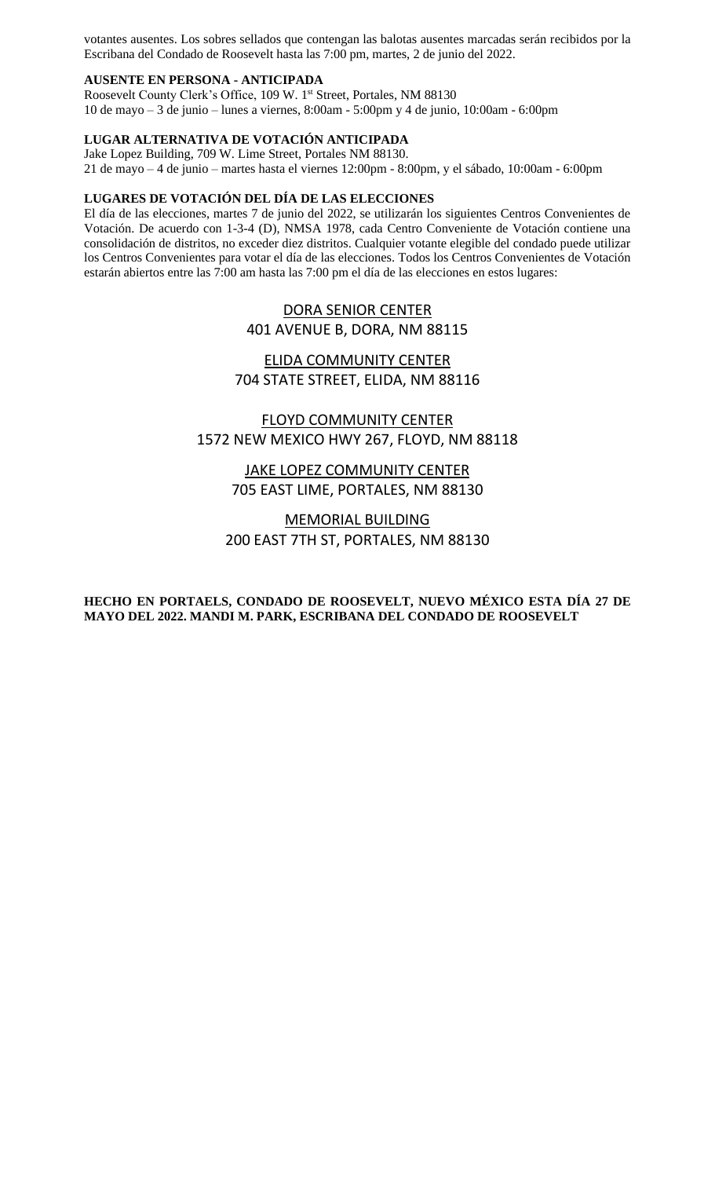votantes ausentes. Los sobres sellados que contengan las balotas ausentes marcadas serán recibidos por la Escribana del Condado de Roosevelt hasta las 7:00 pm, martes, 2 de junio del 2022.

**AUSENTE EN PERSONA - ANTICIPADA**

Roosevelt County Clerk's Office, 109 W. 1st Street, Portales, NM 88130
10 de mayo – 3 de junio – lunes a viernes, 8:00am - 5:00pm y 4 de junio, 10:00am - 6:00pm

**LUGAR ALTERNATIVA DE VOTACIÓN ANTICIPADA**

Jake Lopez Building, 709 W. Lime Street, Portales NM 88130.
21 de mayo – 4 de junio – martes hasta el viernes 12:00pm - 8:00pm, y el sábado, 10:00am - 6:00pm

**LUGARES DE VOTACIÓN DEL DÍA DE LAS ELECCIONES**

El día de las elecciones, martes 7 de junio del 2022, se utilizarán los siguientes Centros Convenientes de Votación. De acuerdo con 1-3-4 (D), NMSA 1978, cada Centro Conveniente de Votación contiene una consolidación de distritos, no exceder diez distritos. Cualquier votante elegible del condado puede utilizar los Centros Convenientes para votar el día de las elecciones. Todos los Centros Convenientes de Votación estarán abiertos entre las 7:00 am hasta las 7:00 pm el día de las elecciones en estos lugares:

DORA SENIOR CENTER
401 AVENUE B, DORA, NM 88115

ELIDA COMMUNITY CENTER
704 STATE STREET, ELIDA, NM 88116

FLOYD COMMUNITY CENTER
1572 NEW MEXICO HWY 267, FLOYD, NM 88118

JAKE LOPEZ COMMUNITY CENTER
705 EAST LIME, PORTALES, NM 88130

MEMORIAL BUILDING
200 EAST 7TH ST, PORTALES, NM 88130

**HECHO EN PORTAELS, CONDADO DE ROOSEVELT, NUEVO MÉXICO ESTA DÍA 27 DE MAYO DEL 2022. MANDI M. PARK, ESCRIBANA DEL CONDADO DE ROOSEVELT**